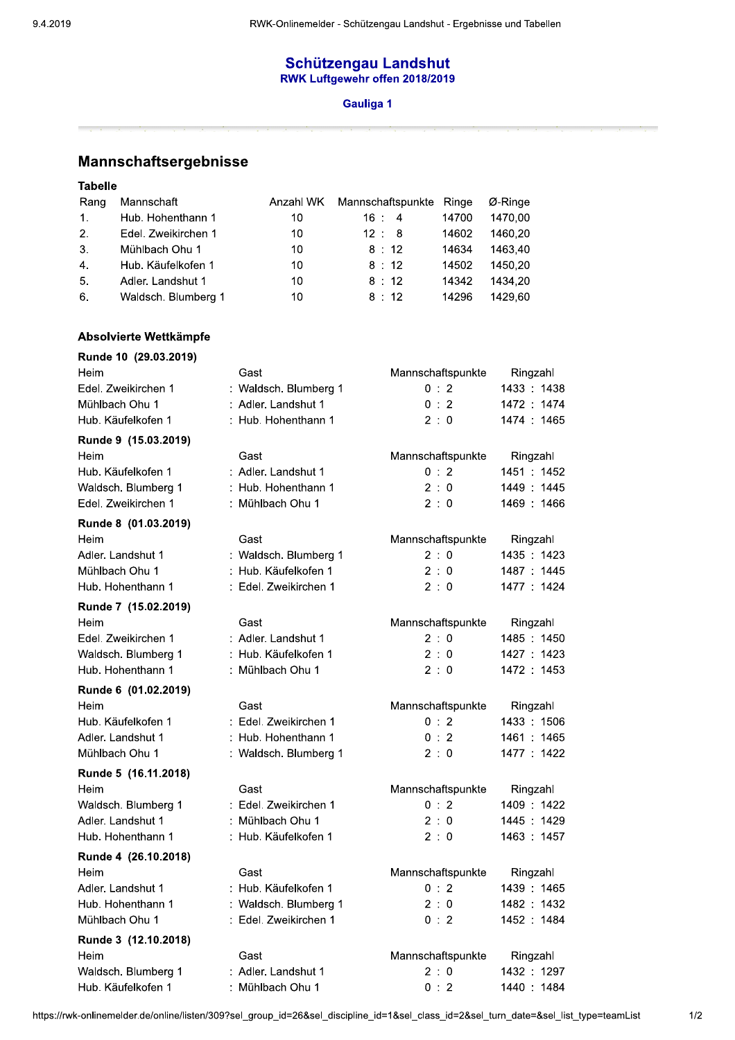# Schützengau Landshut

**RWK Luftgewehr offen 2018/2019**

**Gauliga 1**

## Mannschaftsergebnisse

### Tabelle

| Rang | Mannschaft | Anzahl WK | Mannschaftspunkte | Ringe | Ø-Ringe |
|---|---|---|---|---|---|
| 1. | Hub. Hohenthann 1 | 10 | 16 : 4 | 14700 | 1470,00 |
| 2. | Edel. Zweikirchen 1 | 10 | 12 : 8 | 14602 | 1460,20 |
| 3. | Mühlbach Ohu 1 | 10 | 8 : 12 | 14634 | 1463,40 |
| 4. | Hub. Käufelkofen 1 | 10 | 8 : 12 | 14502 | 1450,20 |
| 5. | Adler. Landshut 1 | 10 | 8 : 12 | 14342 | 1434,20 |
| 6. | Waldsch. Blumberg 1 | 10 | 8 : 12 | 14296 | 1429,60 |

### Absolvierte Wettkämpfe

**Runde 10 (29.03.2019)**

| Heim | Gast | Mannschaftspunkte | Ringzahl |
|---|---|---|---|
| Edel. Zweikirchen 1 | : Waldsch. Blumberg 1 | 0 : 2 | 1433 : 1438 |
| Mühlbach Ohu 1 | : Adler. Landshut 1 | 0 : 2 | 1472 : 1474 |
| Hub. Käufelkofen 1 | : Hub. Hohenthann 1 | 2 : 0 | 1474 : 1465 |

**Runde 9 (15.03.2019)**

| Heim | Gast | Mannschaftspunkte | Ringzahl |
|---|---|---|---|
| Hub. Käufelkofen 1 | : Adler. Landshut 1 | 0 : 2 | 1451 : 1452 |
| Waldsch. Blumberg 1 | : Hub. Hohenthann 1 | 2 : 0 | 1449 : 1445 |
| Edel. Zweikirchen 1 | : Mühlbach Ohu 1 | 2 : 0 | 1469 : 1466 |

**Runde 8 (01.03.2019)**

| Heim | Gast | Mannschaftspunkte | Ringzahl |
|---|---|---|---|
| Adler. Landshut 1 | : Waldsch. Blumberg 1 | 2 : 0 | 1435 : 1423 |
| Mühlbach Ohu 1 | : Hub. Käufelkofen 1 | 2 : 0 | 1487 : 1445 |
| Hub. Hohenthann 1 | : Edel. Zweikirchen 1 | 2 : 0 | 1477 : 1424 |

**Runde 7 (15.02.2019)**

| Heim | Gast | Mannschaftspunkte | Ringzahl |
|---|---|---|---|
| Edel. Zweikirchen 1 | : Adler. Landshut 1 | 2 : 0 | 1485 : 1450 |
| Waldsch. Blumberg 1 | : Hub. Käufelkofen 1 | 2 : 0 | 1427 : 1423 |
| Hub. Hohenthann 1 | : Mühlbach Ohu 1 | 2 : 0 | 1472 : 1453 |

**Runde 6 (01.02.2019)**

| Heim | Gast | Mannschaftspunkte | Ringzahl |
|---|---|---|---|
| Hub. Käufelkofen 1 | : Edel. Zweikirchen 1 | 0 : 2 | 1433 : 1506 |
| Adler. Landshut 1 | : Hub. Hohenthann 1 | 0 : 2 | 1461 : 1465 |
| Mühlbach Ohu 1 | : Waldsch. Blumberg 1 | 2 : 0 | 1477 : 1422 |

**Runde 5 (16.11.2018)**

| Heim | Gast | Mannschaftspunkte | Ringzahl |
|---|---|---|---|
| Waldsch. Blumberg 1 | : Edel. Zweikirchen 1 | 0 : 2 | 1409 : 1422 |
| Adler. Landshut 1 | : Mühlbach Ohu 1 | 2 : 0 | 1445 : 1429 |
| Hub. Hohenthann 1 | : Hub. Käufelkofen 1 | 2 : 0 | 1463 : 1457 |

**Runde 4 (26.10.2018)**

| Heim | Gast | Mannschaftspunkte | Ringzahl |
|---|---|---|---|
| Adler. Landshut 1 | : Hub. Käufelkofen 1 | 0 : 2 | 1439 : 1465 |
| Hub. Hohenthann 1 | : Waldsch. Blumberg 1 | 2 : 0 | 1482 : 1432 |
| Mühlbach Ohu 1 | : Edel. Zweikirchen 1 | 0 : 2 | 1452 : 1484 |

**Runde 3 (12.10.2018)**

| Heim | Gast | Mannschaftspunkte | Ringzahl |
|---|---|---|---|
| Waldsch. Blumberg 1 | : Adler. Landshut 1 | 2 : 0 | 1432 : 1297 |
| Hub. Käufelkofen 1 | : Mühlbach Ohu 1 | 0 : 2 | 1440 : 1484 |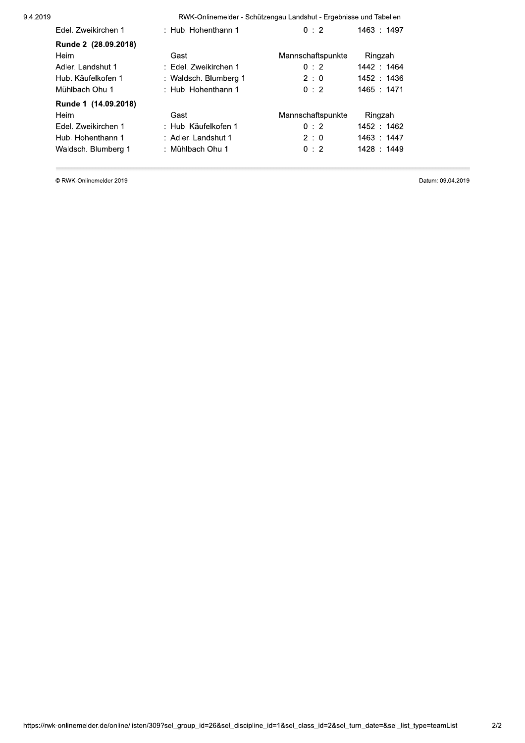| | | | |
|---|---|---|---|
| Edel. Zweikirchen 1 | : Hub. Hohenthann 1 | 0 : 2 | 1463 : 1497 |

**Runde 2 (28.09.2018)**

| Heim | Gast | Mannschaftspunkte | Ringzahl |
|---|---|---|---|
| Adler. Landshut 1 | : Edel. Zweikirchen 1 | 0 : 2 | 1442 : 1464 |
| Hub. Käufelkofen 1 | : Waldsch. Blumberg 1 | 2 : 0 | 1452 : 1436 |
| Mühlbach Ohu 1 | : Hub. Hohenthann 1 | 0 : 2 | 1465 : 1471 |

**Runde 1 (14.09.2018)**

| Heim | Gast | Mannschaftspunkte | Ringzahl |
|---|---|---|---|
| Edel. Zweikirchen 1 | : Hub. Käufelkofen 1 | 0 : 2 | 1452 : 1462 |
| Hub. Hohenthann 1 | : Adler. Landshut 1 | 2 : 0 | 1463 : 1447 |
| Waldsch. Blumberg 1 | : Mühlbach Ohu 1 | 0 : 2 | 1428 : 1449 |

© RWK-Onlinemelder 2019

Datum: 09.04.2019